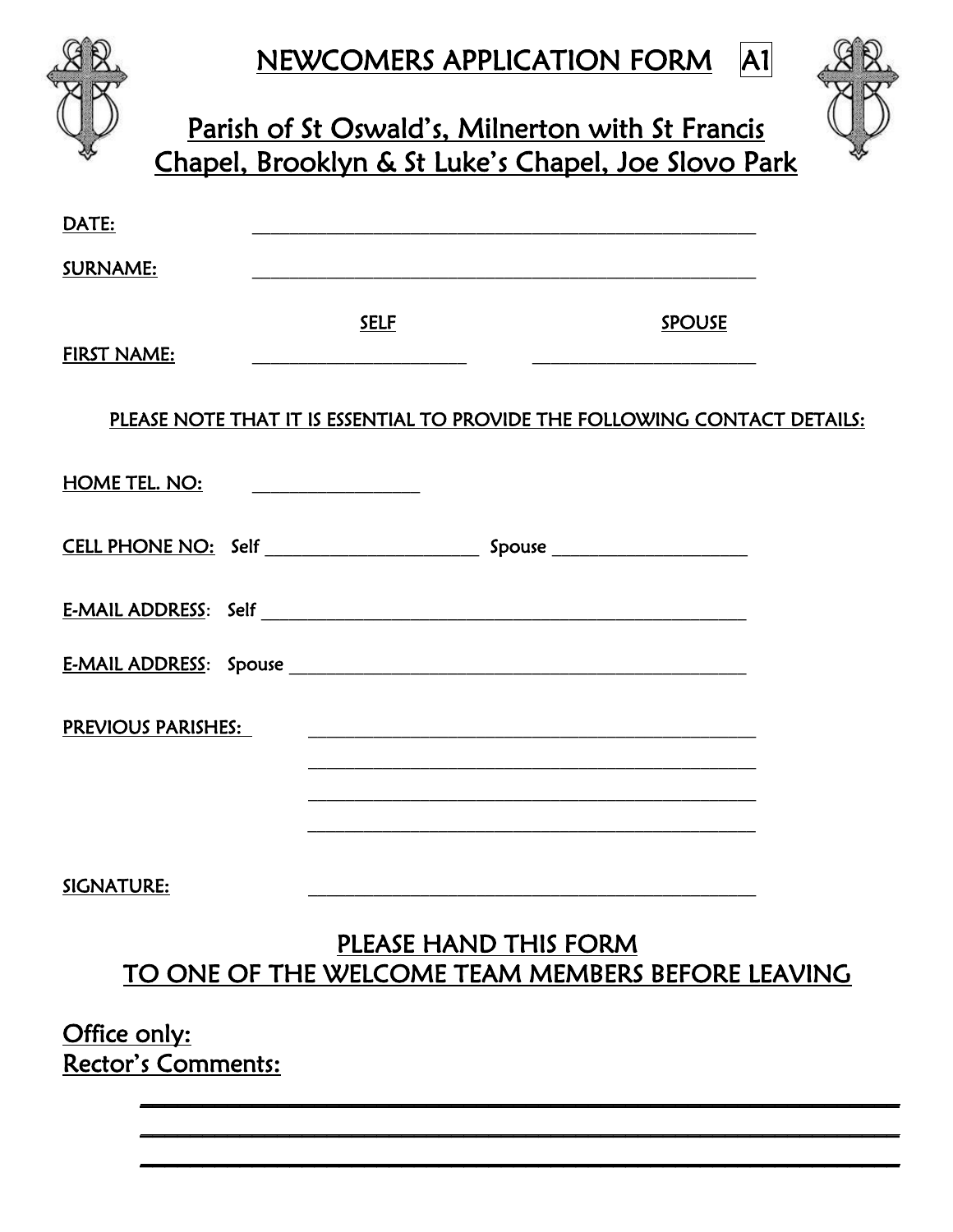# NEWCOMERS APPLICATION FORM A1

## Parish of St Oswald's, Milnerton with St Francis Chapel, Brooklyn & St Luke's Chapel, Joe Slovo Park

DATE: ________________________________________________

SURNAME: ________________________________________________

| | SELF | SPOUSE |
|---|---|---|
| FIRST NAME: | ____________________ | ____________________ |

PLEASE NOTE THAT IT IS ESSENTIAL TO PROVIDE THE FOLLOWING CONTACT DETAILS:

HOME TEL. NO: ______________

CELL PHONE NO: Self ____________________ Spouse ____________________

E-MAIL ADDRESS: Self ________________________________________________

E-MAIL ADDRESS: Spouse ________________________________________________

PREVIOUS PARISHES: ________________________________________________

________________________________________________

________________________________________________

________________________________________________

SIGNATURE: ________________________________________________

## PLEASE HAND THIS FORM TO ONE OF THE WELCOME TEAM MEMBERS BEFORE LEAVING

Office only:

Rector's Comments:

________________________________________________________________

________________________________________________________________

________________________________________________________________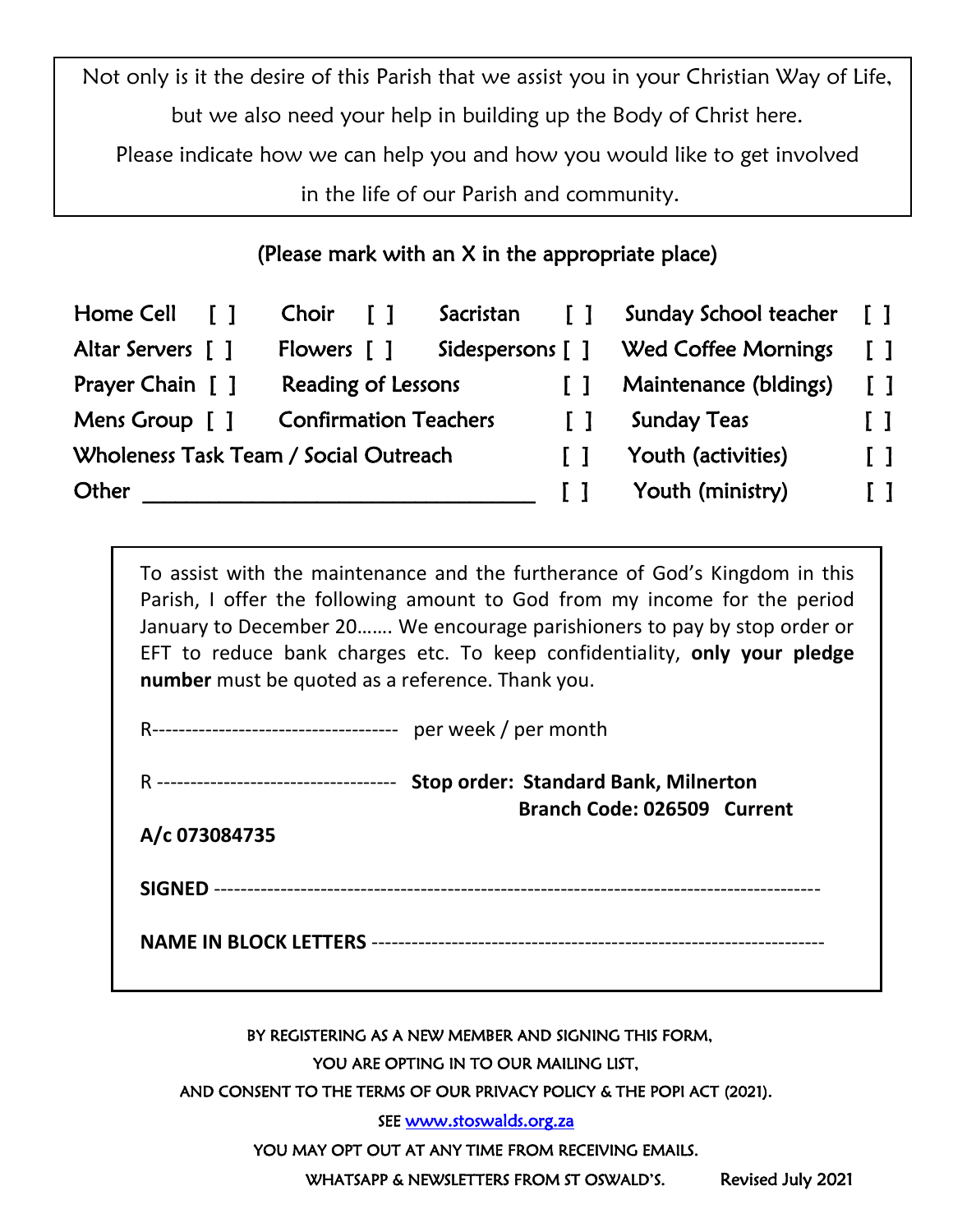Not only is it the desire of this Parish that we assist you in your Christian Way of Life, but we also need your help in building up the Body of Christ here. Please indicate how we can help you and how you would like to get involved in the life of our Parish and community.

(Please mark with an X in the appropriate place)

| | | | |
|---|---|---|---|
| Home Cell [ ] | Choir [ ] | Sacristan [ ] | Sunday School teacher [ ] |
| Altar Servers [ ] | Flowers [ ] | Sidespersons [ ] | Wed Coffee Mornings [ ] |
| Prayer Chain [ ] | Reading of Lessons [ ] | | Maintenance (bldings) [ ] |
| Mens Group [ ] | Confirmation Teachers [ ] | | Sunday Teas [ ] |
| Wholeness Task Team / Social Outreach [ ] | | | Youth (activities) [ ] |
| Other ________________________________ [ ] | | | Youth (ministry) [ ] |

To assist with the maintenance and the furtherance of God's Kingdom in this Parish, I offer the following amount to God from my income for the period January to December 20……. We encourage parishioners to pay by stop order or EFT to reduce bank charges etc. To keep confidentiality, **only your pledge number** must be quoted as a reference. Thank you.

R------------------------------------ per week / per month

R ----------------------------------- **Stop order: Standard Bank, Milnerton Branch Code: 026509 Current A/c 073084735**

**SIGNED** ----------------------------------------------------------------------------------------

**NAME IN BLOCK LETTERS** -------------------------------------------------------------------

BY REGISTERING AS A NEW MEMBER AND SIGNING THIS FORM,
YOU ARE OPTING IN TO OUR MAILING LIST,
AND CONSENT TO THE TERMS OF OUR PRIVACY POLICY & THE POPI ACT (2021).
SEE www.stoswalds.org.za
YOU MAY OPT OUT AT ANY TIME FROM RECEIVING EMAILS.
WHATSAPP & NEWSLETTERS FROM ST OSWALD'S.

Revised July 2021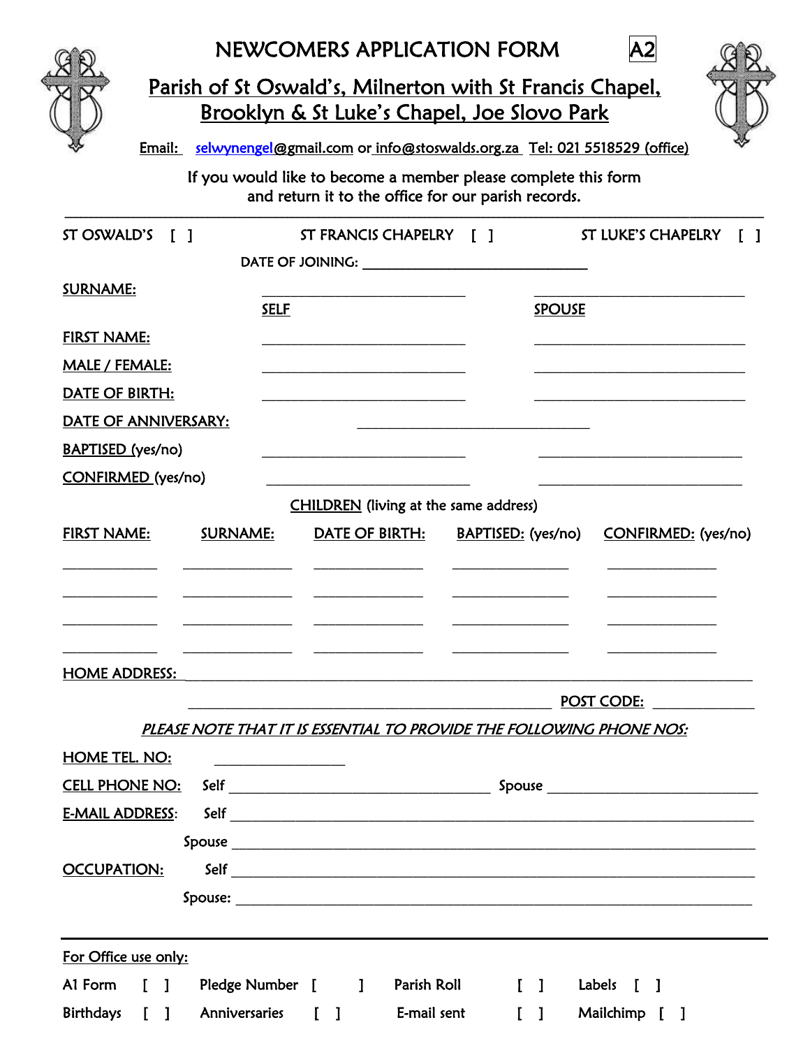# NEWCOMERS APPLICATION FORM A2

## Parish of St Oswald's, Milnerton with St Francis Chapel, Brooklyn & St Luke's Chapel, Joe Slovo Park

Email: selwynengel@gmail.com or info@stoswalds.org.za Tel: 021 5518529 (office)

If you would like to become a member please complete this form and return it to the office for our parish records.

---

ST OSWALD'S [ ] ST FRANCIS CHAPELRY [ ] ST LUKE'S CHAPELRY [ ]

DATE OF JOINING: ______________________________

| | SELF | SPOUSE |
|---|---|---|
| SURNAME: | ____________________ | ____________________ |
| FIRST NAME: | ____________________ | ____________________ |
| MALE / FEMALE: | ____________________ | ____________________ |
| DATE OF BIRTH: | ____________________ | ____________________ |
| DATE OF ANNIVERSARY: | ____________________ | |
| BAPTISED (yes/no) | ____________________ | ____________________ |
| CONFIRMED (yes/no) | ____________________ | ____________________ |

CHILDREN (living at the same address)

| FIRST NAME: | SURNAME: | DATE OF BIRTH: | BAPTISED: (yes/no) | CONFIRMED: (yes/no) |
|---|---|---|---|---|
| __________ | __________ | __________ | __________ | __________ |
| __________ | __________ | __________ | __________ | __________ |
| __________ | __________ | __________ | __________ | __________ |
| __________ | __________ | __________ | __________ | __________ |

HOME ADDRESS: ______________________________________________________________

______________________________________________ POST CODE: ____________

*PLEASE NOTE THAT IT IS ESSENTIAL TO PROVIDE THE FOLLOWING PHONE NOS:*

HOME TEL. NO: ________________

CELL PHONE NO: Self ______________________________ Spouse ______________________________

E-MAIL ADDRESS: Self ______________________________________________________________

Spouse ______________________________________________________________

OCCUPATION: Self ______________________________________________________________

Spouse: ______________________________________________________________

---

For Office use only:

A1 Form [ ] Pledge Number [ ] Parish Roll [ ] Labels [ ]

Birthdays [ ] Anniversaries [ ] E-mail sent [ ] Mailchimp [ ]